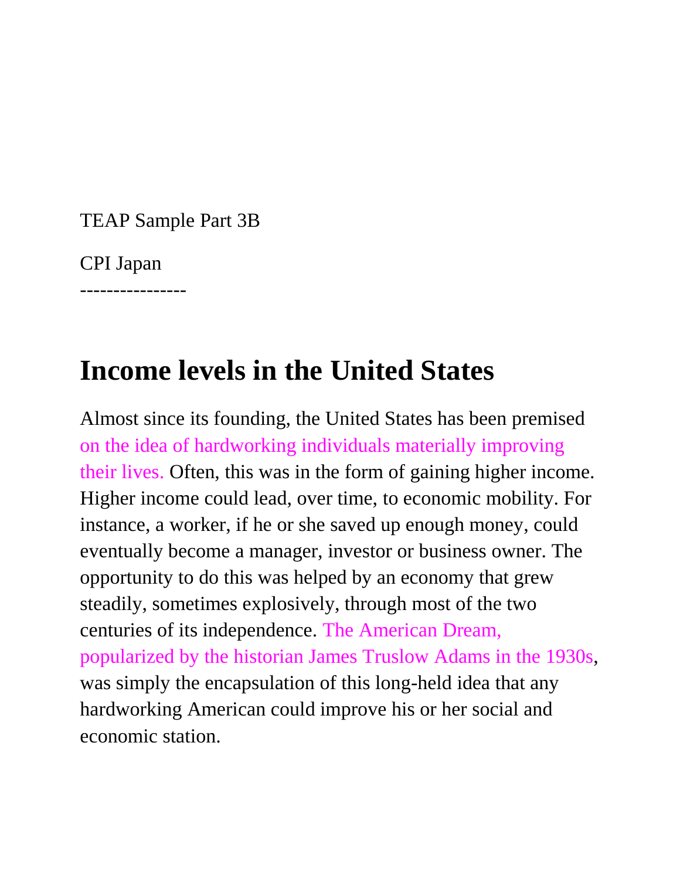TEAP Sample Part 3B

CPI Japan

----------------

# Income levels in the United States

Almost since its founding, the United States has been premised on the idea of hardworking individuals materially improving their lives. Often, this was in the form of gaining higher income. Higher income could lead, over time, to economic mobility. For instance, a worker, if he or she saved up enough money, could eventually become a manager, investor or business owner. The opportunity to do this was helped by an economy that grew steadily, sometimes explosively, through most of the two centuries of its independence. The American Dream, popularized by the historian James Truslow Adams in the 1930s, was simply the encapsulation of this long-held idea that any hardworking American could improve his or her social and economic station.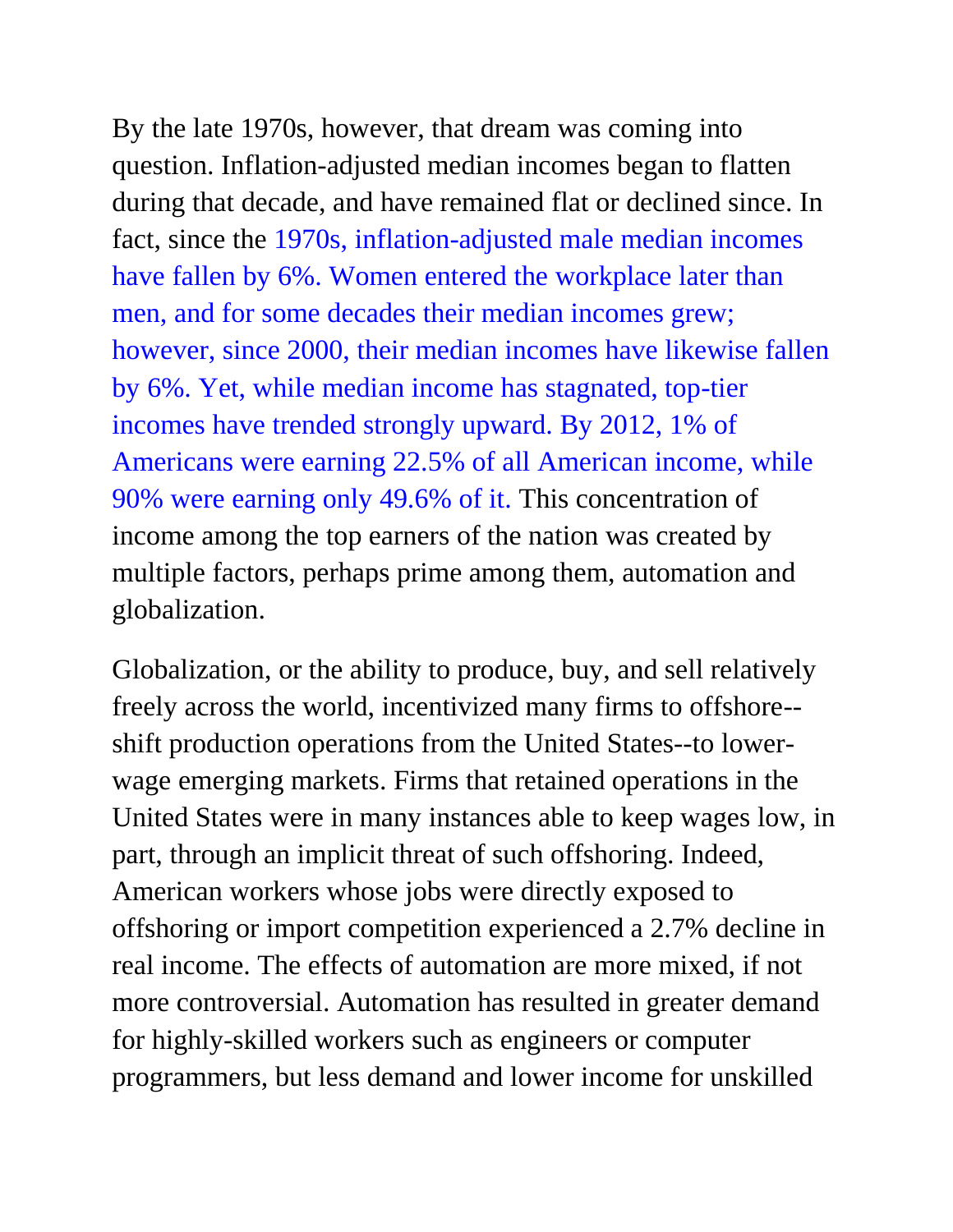By the late 1970s, however, that dream was coming into question. Inflation-adjusted median incomes began to flatten during that decade, and have remained flat or declined since. In fact, since the 1970s, inflation-adjusted male median incomes have fallen by 6%. Women entered the workplace later than men, and for some decades their median incomes grew; however, since 2000, their median incomes have likewise fallen by 6%. Yet, while median income has stagnated, top-tier incomes have trended strongly upward. By 2012, 1% of Americans were earning 22.5% of all American income, while 90% were earning only 49.6% of it. This concentration of income among the top earners of the nation was created by multiple factors, perhaps prime among them, automation and globalization.

Globalization, or the ability to produce, buy, and sell relatively freely across the world, incentivized many firms to offshore--shift production operations from the United States--to lower-wage emerging markets. Firms that retained operations in the United States were in many instances able to keep wages low, in part, through an implicit threat of such offshoring. Indeed, American workers whose jobs were directly exposed to offshoring or import competition experienced a 2.7% decline in real income. The effects of automation are more mixed, if not more controversial. Automation has resulted in greater demand for highly-skilled workers such as engineers or computer programmers, but less demand and lower income for unskilled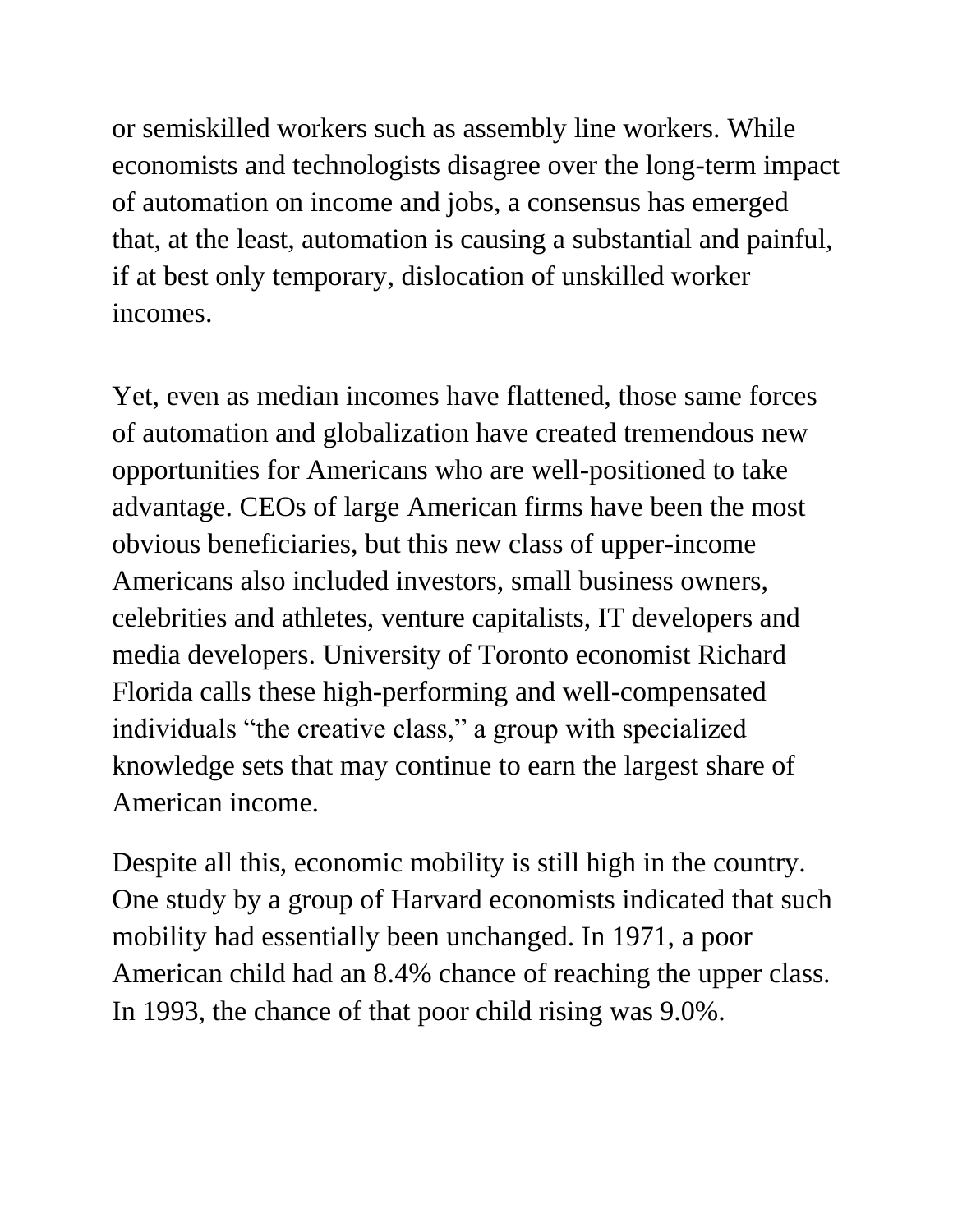or semiskilled workers such as assembly line workers. While economists and technologists disagree over the long-term impact of automation on income and jobs, a consensus has emerged that, at the least, automation is causing a substantial and painful, if at best only temporary, dislocation of unskilled worker incomes.

Yet, even as median incomes have flattened, those same forces of automation and globalization have created tremendous new opportunities for Americans who are well-positioned to take advantage. CEOs of large American firms have been the most obvious beneficiaries, but this new class of upper-income Americans also included investors, small business owners, celebrities and athletes, venture capitalists, IT developers and media developers. University of Toronto economist Richard Florida calls these high-performing and well-compensated individuals "the creative class," a group with specialized knowledge sets that may continue to earn the largest share of American income.

Despite all this, economic mobility is still high in the country. One study by a group of Harvard economists indicated that such mobility had essentially been unchanged. In 1971, a poor American child had an 8.4% chance of reaching the upper class. In 1993, the chance of that poor child rising was 9.0%.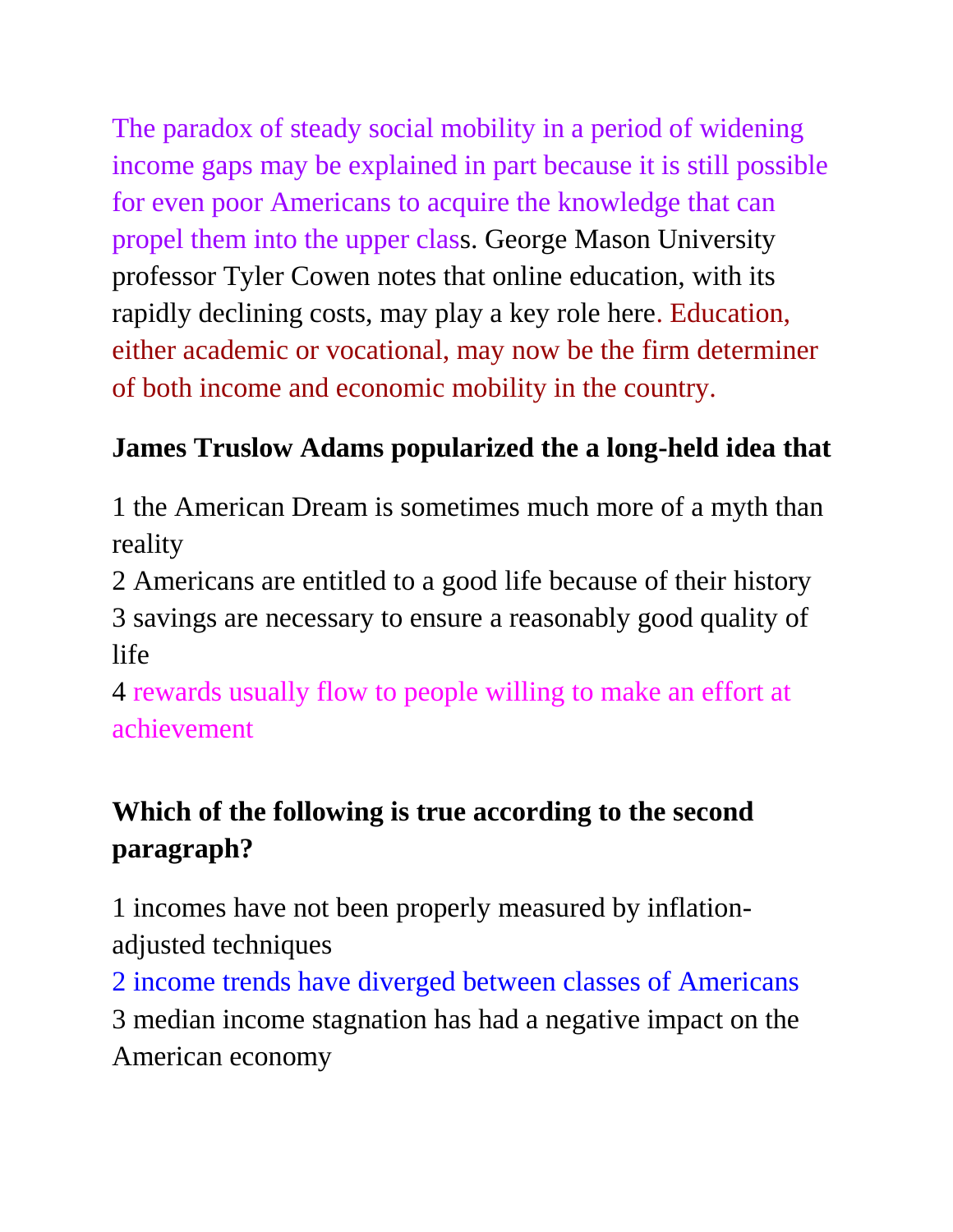The paradox of steady social mobility in a period of widening income gaps may be explained in part because it is still possible for even poor Americans to acquire the knowledge that can propel them into the upper class. George Mason University professor Tyler Cowen notes that online education, with its rapidly declining costs, may play a key role here. Education, either academic or vocational, may now be the firm determiner of both income and economic mobility in the country.

**James Truslow Adams popularized the a long-held idea that**

1 the American Dream is sometimes much more of a myth than reality
2 Americans are entitled to a good life because of their history
3 savings are necessary to ensure a reasonably good quality of life
4 rewards usually flow to people willing to make an effort at achievement

**Which of the following is true according to the second paragraph?**

1 incomes have not been properly measured by inflation-adjusted techniques
2 income trends have diverged between classes of Americans
3 median income stagnation has had a negative impact on the American economy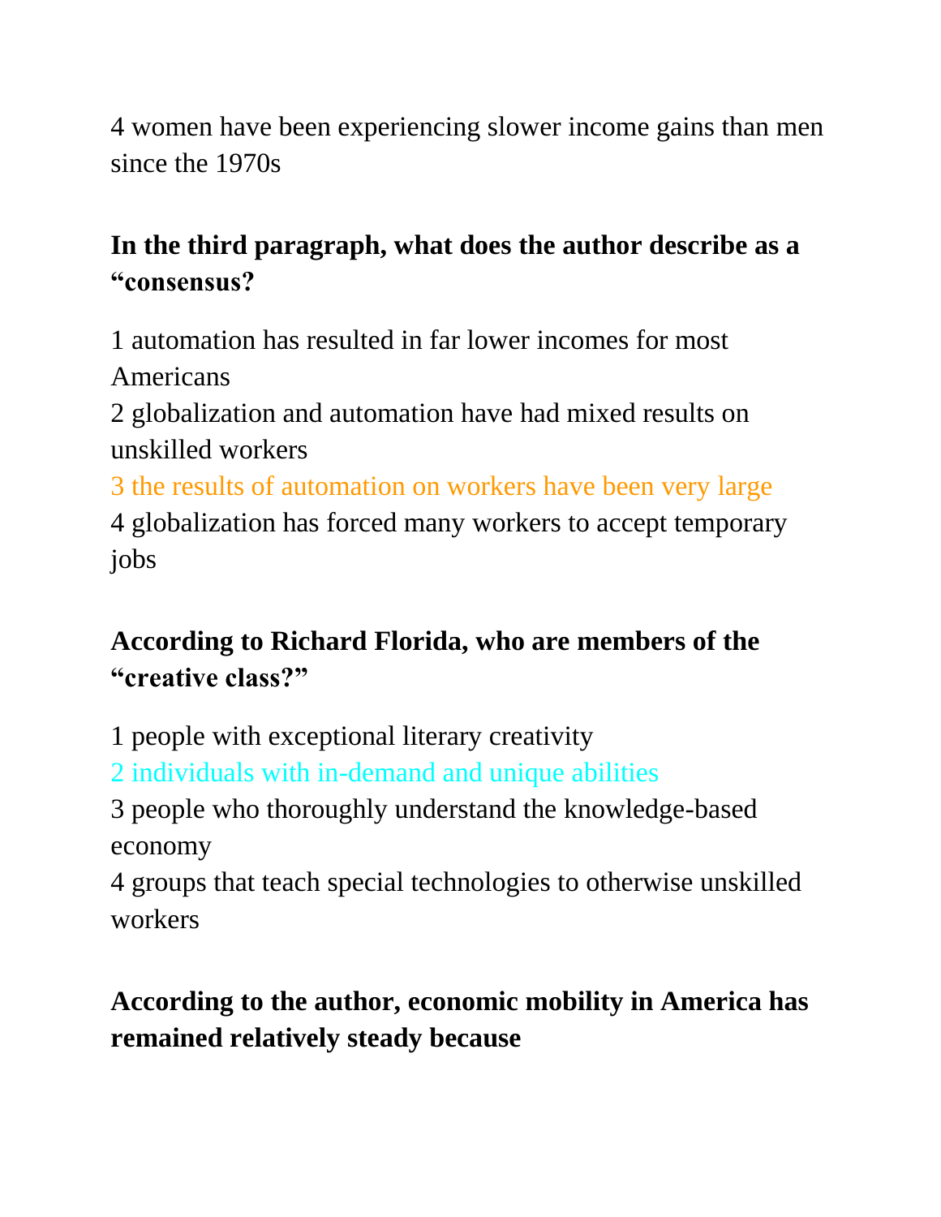4 women have been experiencing slower income gains than men since the 1970s

**In the third paragraph, what does the author describe as a "consensus?**

1 automation has resulted in far lower incomes for most Americans
2 globalization and automation have had mixed results on unskilled workers
3 the results of automation on workers have been very large
4 globalization has forced many workers to accept temporary jobs

**According to Richard Florida, who are members of the "creative class?"**

1 people with exceptional literary creativity
2 individuals with in-demand and unique abilities
3 people who thoroughly understand the knowledge-based economy
4 groups that teach special technologies to otherwise unskilled workers

**According to the author, economic mobility in America has remained relatively steady because**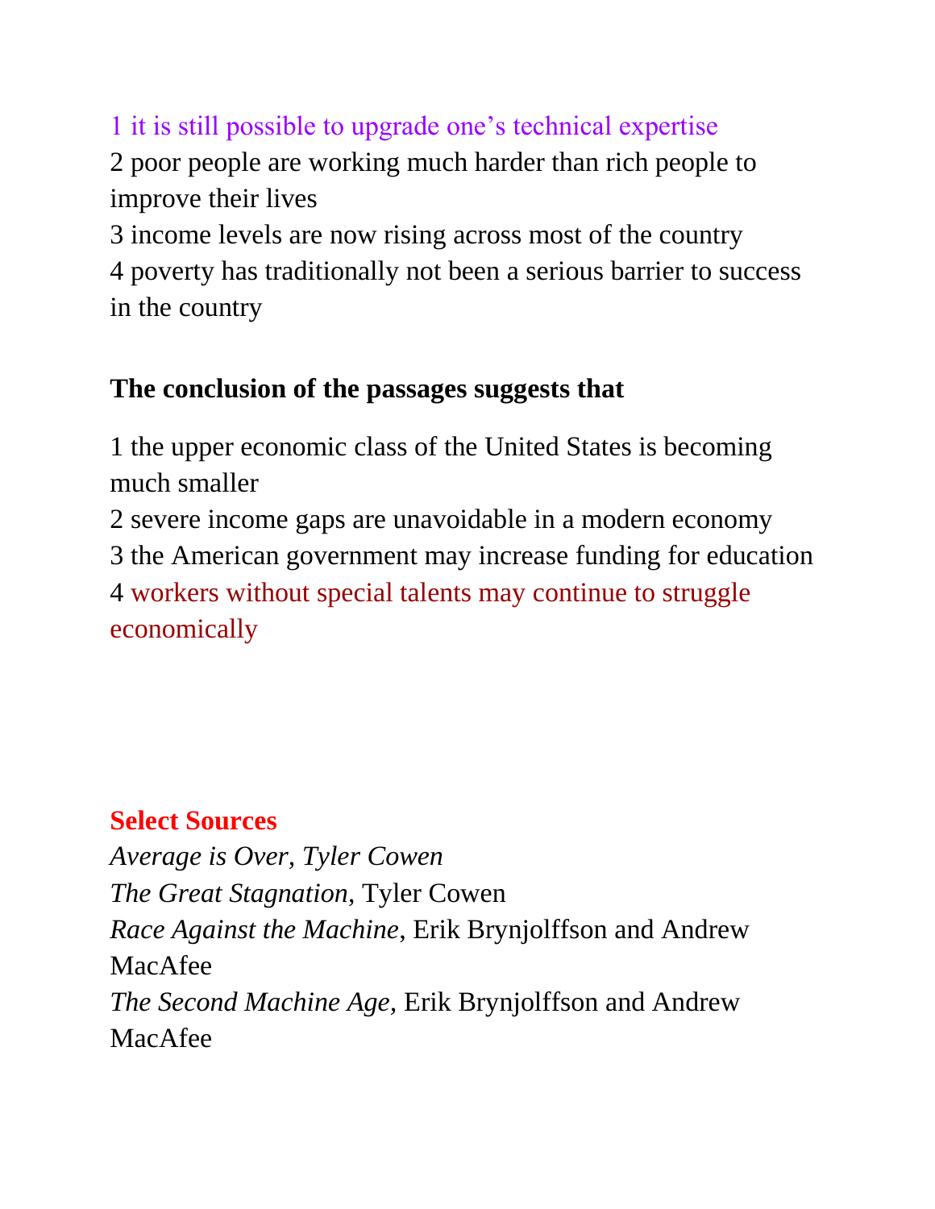1 it is still possible to upgrade one's technical expertise
2 poor people are working much harder than rich people to improve their lives
3 income levels are now rising across most of the country
4 poverty has traditionally not been a serious barrier to success in the country

**The conclusion of the passages suggests that**

1 the upper economic class of the United States is becoming much smaller
2 severe income gaps are unavoidable in a modern economy
3 the American government may increase funding for education
4 workers without special talents may continue to struggle economically

**Select Sources**

*Average is Over, Tyler Cowen*
*The Great Stagnation*, Tyler Cowen
*Race Against the Machine*, Erik Brynjolffson and Andrew MacAfee
*The Second Machine Age,* Erik Brynjolffson and Andrew MacAfee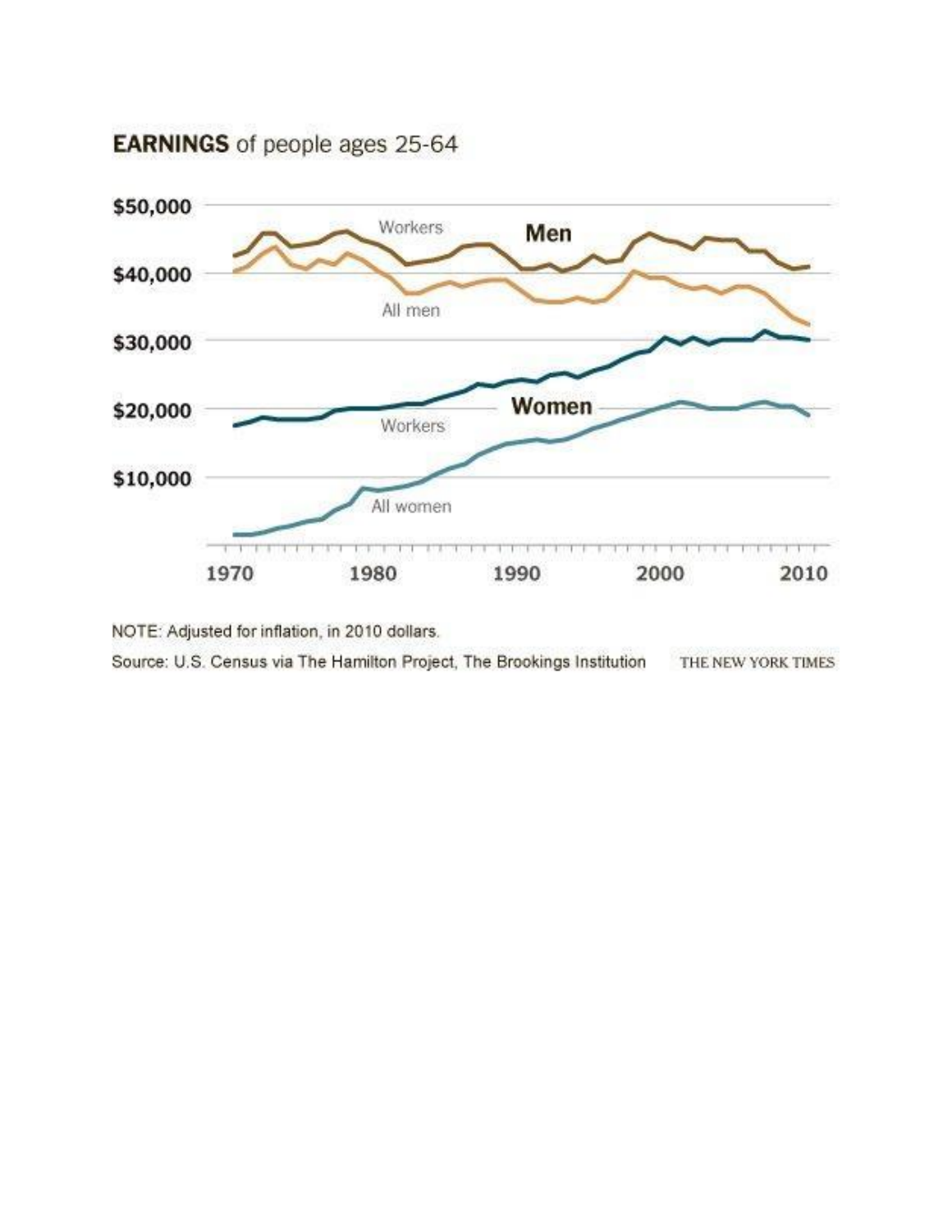**EARNINGS** of people ages 25-64

$50,000
$40,000
$30,000
$20,000
$10,000

Men
Workers
All men

Women
Workers
All women

1970
1980
1990
2000
2010

NOTE: Adjusted for inflation, in 2010 dollars.

Source: U.S. Census via The Hamilton Project, The Brookings Institution

THE NEW YORK TIMES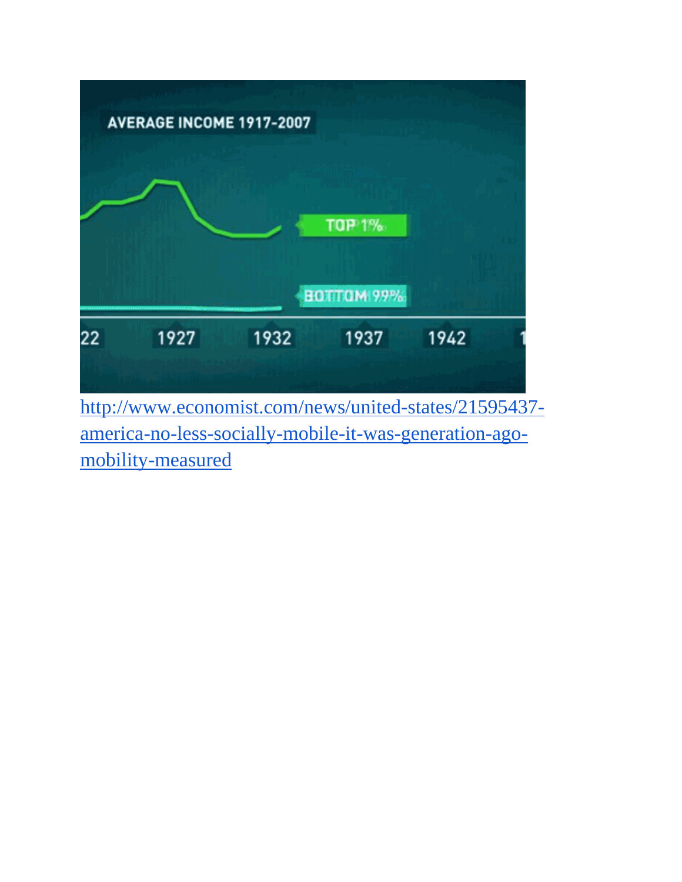AVERAGE INCOME 1917-2007

TOP 1%

BOTTOM 99%

22 1927 1932 1937 1942 1

[http://www.economist.com/news/united-states/21595437-america-no-less-socially-mobile-it-was-generation-ago-mobility-measured](http://www.economist.com/news/united-states/21595437-america-no-less-socially-mobile-it-was-generation-ago-mobility-measured)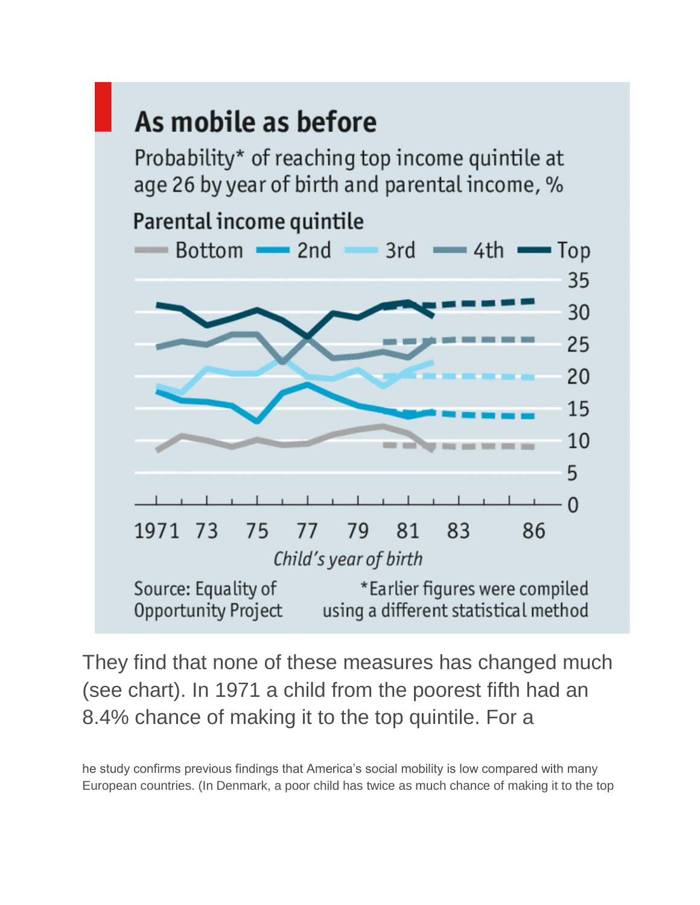## As mobile as before

Probability* of reaching top income quintile at age 26 by year of birth and parental income, %

Parental income quintile

Bottom 2nd 3rd 4th Top

35
30
25
20
15
10
5
0

1971 73 75 77 79 81 83 86

*Child's year of birth*

Source: Equality of Opportunity Project

*Earlier figures were compiled using a different statistical method

They find that none of these measures has changed much (see chart). In 1971 a child from the poorest fifth had an 8.4% chance of making it to the top quintile. For a

he study confirms previous findings that America's social mobility is low compared with many European countries. (In Denmark, a poor child has twice as much chance of making it to the top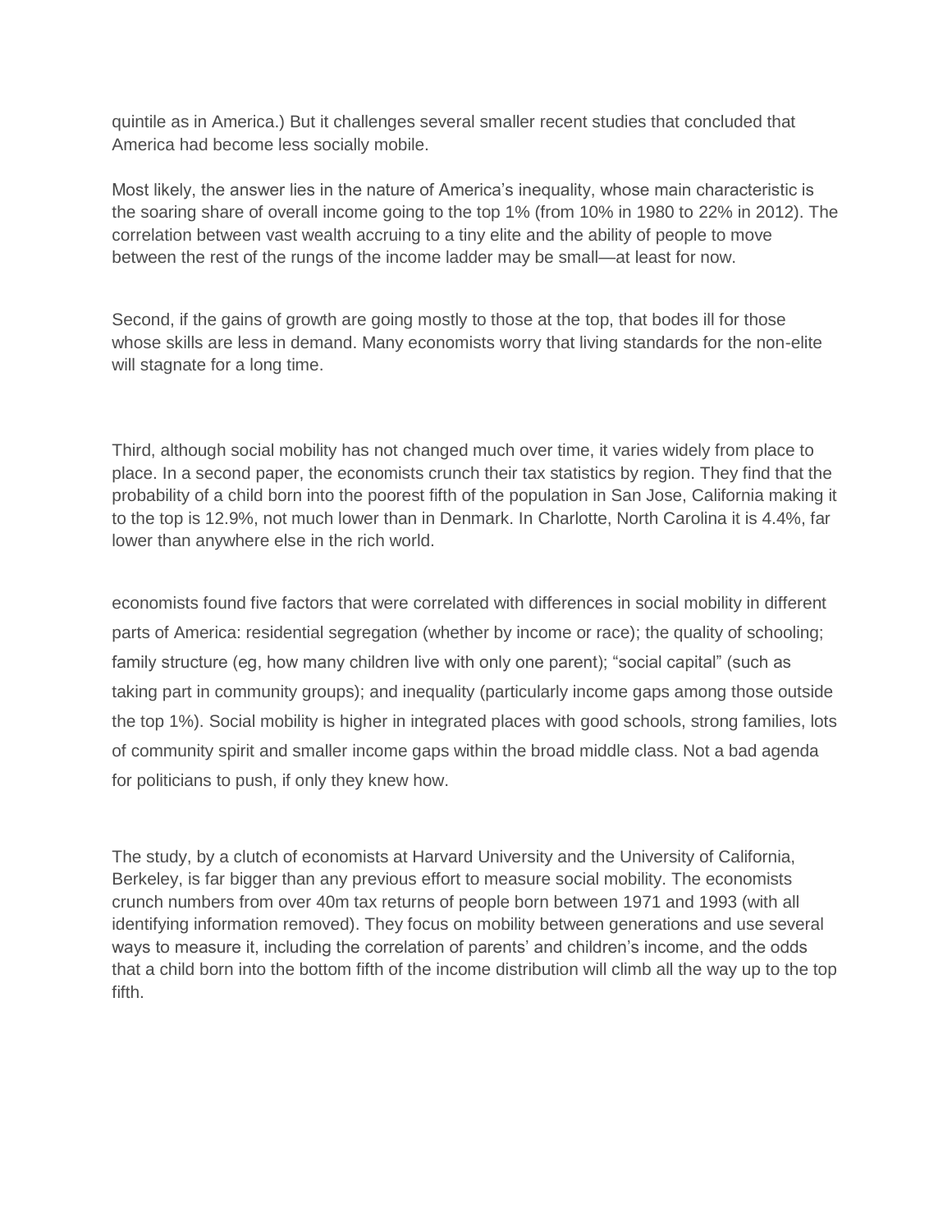quintile as in America.) But it challenges several smaller recent studies that concluded that America had become less socially mobile.

Most likely, the answer lies in the nature of America's inequality, whose main characteristic is the soaring share of overall income going to the top 1% (from 10% in 1980 to 22% in 2012). The correlation between vast wealth accruing to a tiny elite and the ability of people to move between the rest of the rungs of the income ladder may be small—at least for now.

Second, if the gains of growth are going mostly to those at the top, that bodes ill for those whose skills are less in demand. Many economists worry that living standards for the non-elite will stagnate for a long time.

Third, although social mobility has not changed much over time, it varies widely from place to place. In a second paper, the economists crunch their tax statistics by region. They find that the probability of a child born into the poorest fifth of the population in San Jose, California making it to the top is 12.9%, not much lower than in Denmark. In Charlotte, North Carolina it is 4.4%, far lower than anywhere else in the rich world.

economists found five factors that were correlated with differences in social mobility in different parts of America: residential segregation (whether by income or race); the quality of schooling; family structure (eg, how many children live with only one parent); "social capital" (such as taking part in community groups); and inequality (particularly income gaps among those outside the top 1%). Social mobility is higher in integrated places with good schools, strong families, lots of community spirit and smaller income gaps within the broad middle class. Not a bad agenda for politicians to push, if only they knew how.

The study, by a clutch of economists at Harvard University and the University of California, Berkeley, is far bigger than any previous effort to measure social mobility. The economists crunch numbers from over 40m tax returns of people born between 1971 and 1993 (with all identifying information removed). They focus on mobility between generations and use several ways to measure it, including the correlation of parents' and children's income, and the odds that a child born into the bottom fifth of the income distribution will climb all the way up to the top fifth.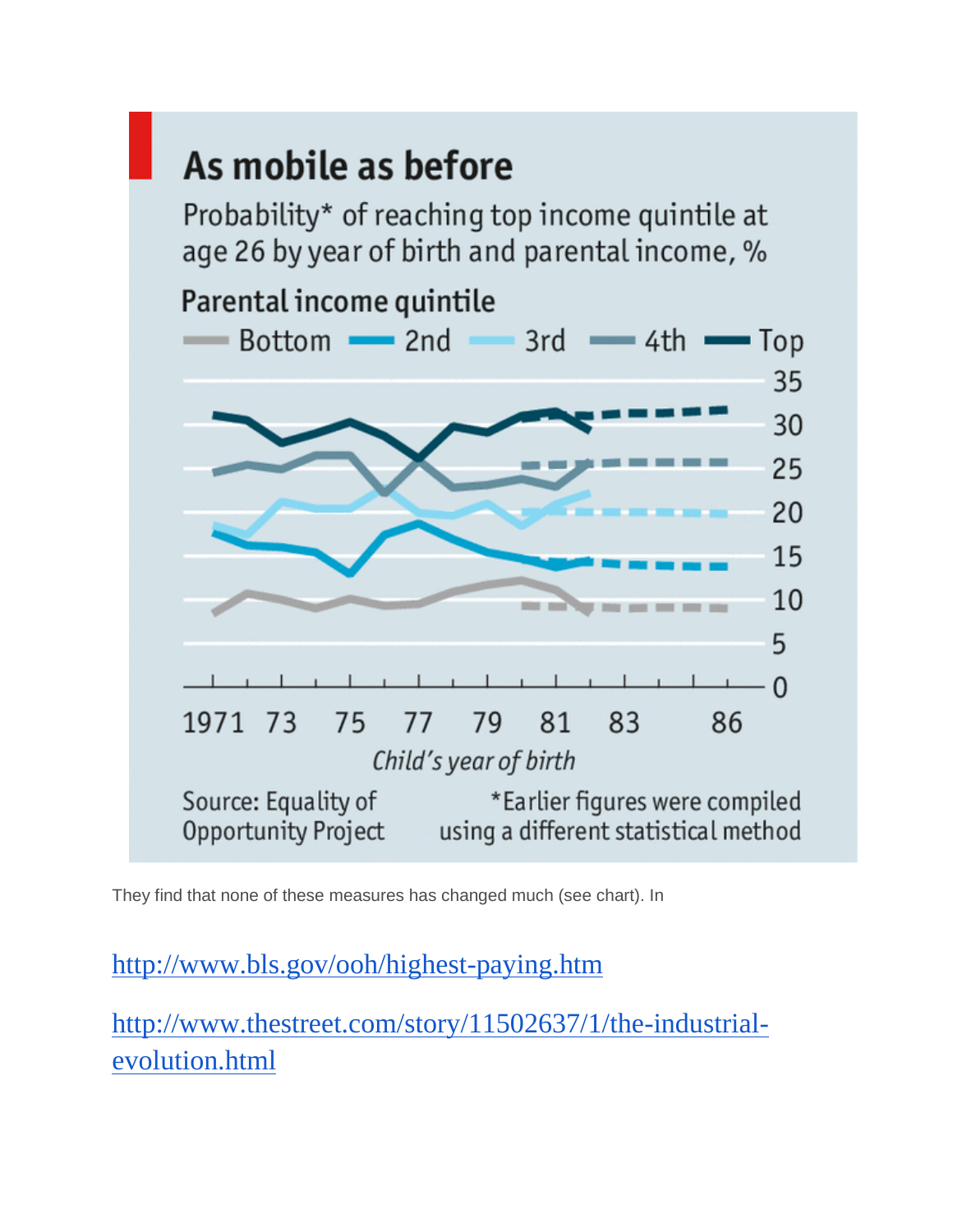## As mobile as before

Probability* of reaching top income quintile at age 26 by year of birth and parental income, %

Parental income quintile

Bottom 2nd 3rd 4th Top

35
30
25
20
15
10
5
0

1971 73 75 77 79 81 83 86

*Child's year of birth*

Source: Equality of Opportunity Project

*Earlier figures were compiled using a different statistical method

They find that none of these measures has changed much (see chart). In

http://www.bls.gov/ooh/highest-paying.htm

http://www.thestreet.com/story/11502637/1/the-industrial-evolution.html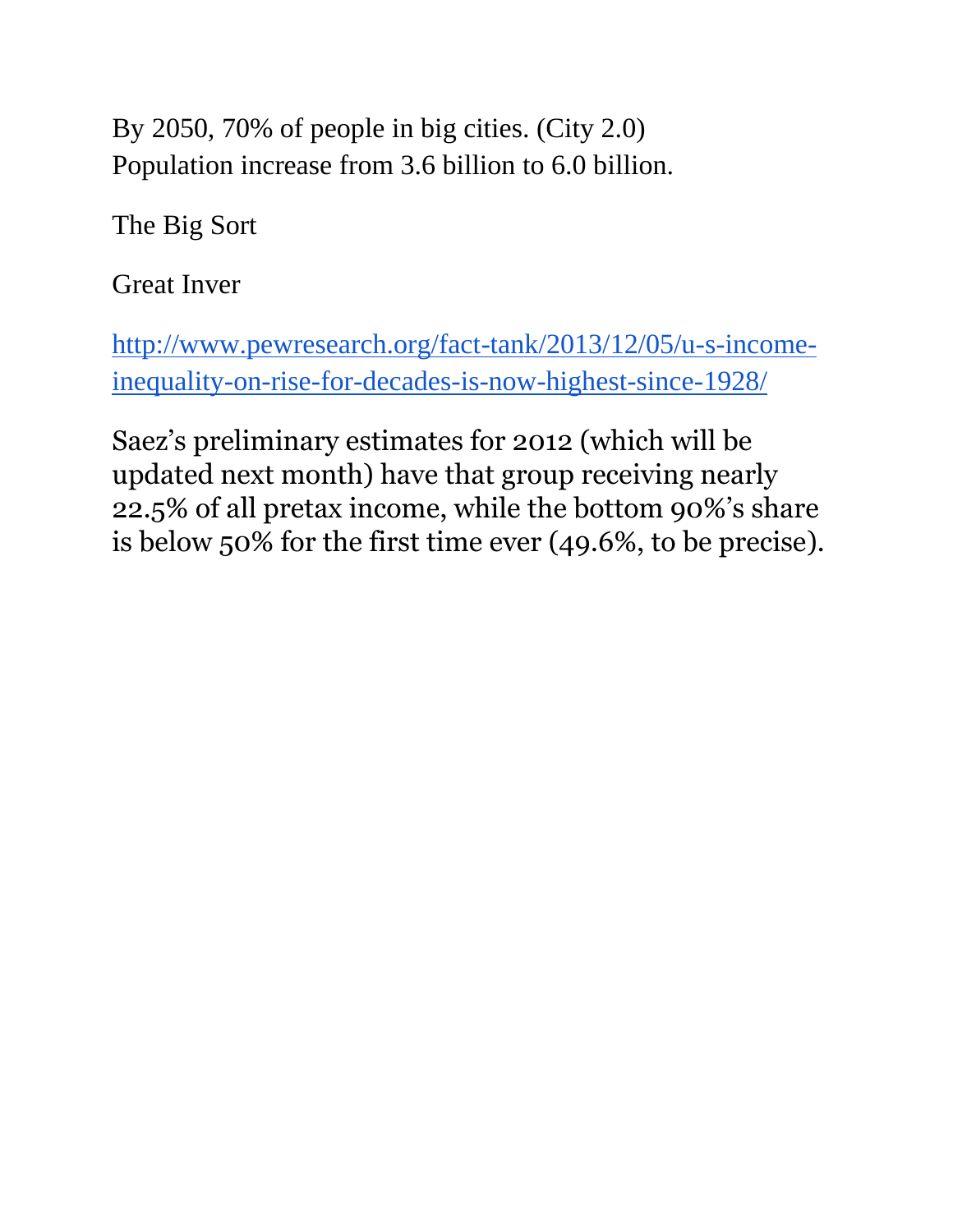By 2050, 70% of people in big cities. (City 2.0)
Population increase from 3.6 billion to 6.0 billion.

The Big Sort

Great Inver

http://www.pewresearch.org/fact-tank/2013/12/05/u-s-income-inequality-on-rise-for-decades-is-now-highest-since-1928/

Saez's preliminary estimates for 2012 (which will be updated next month) have that group receiving nearly 22.5% of all pretax income, while the bottom 90%'s share is below 50% for the first time ever (49.6%, to be precise).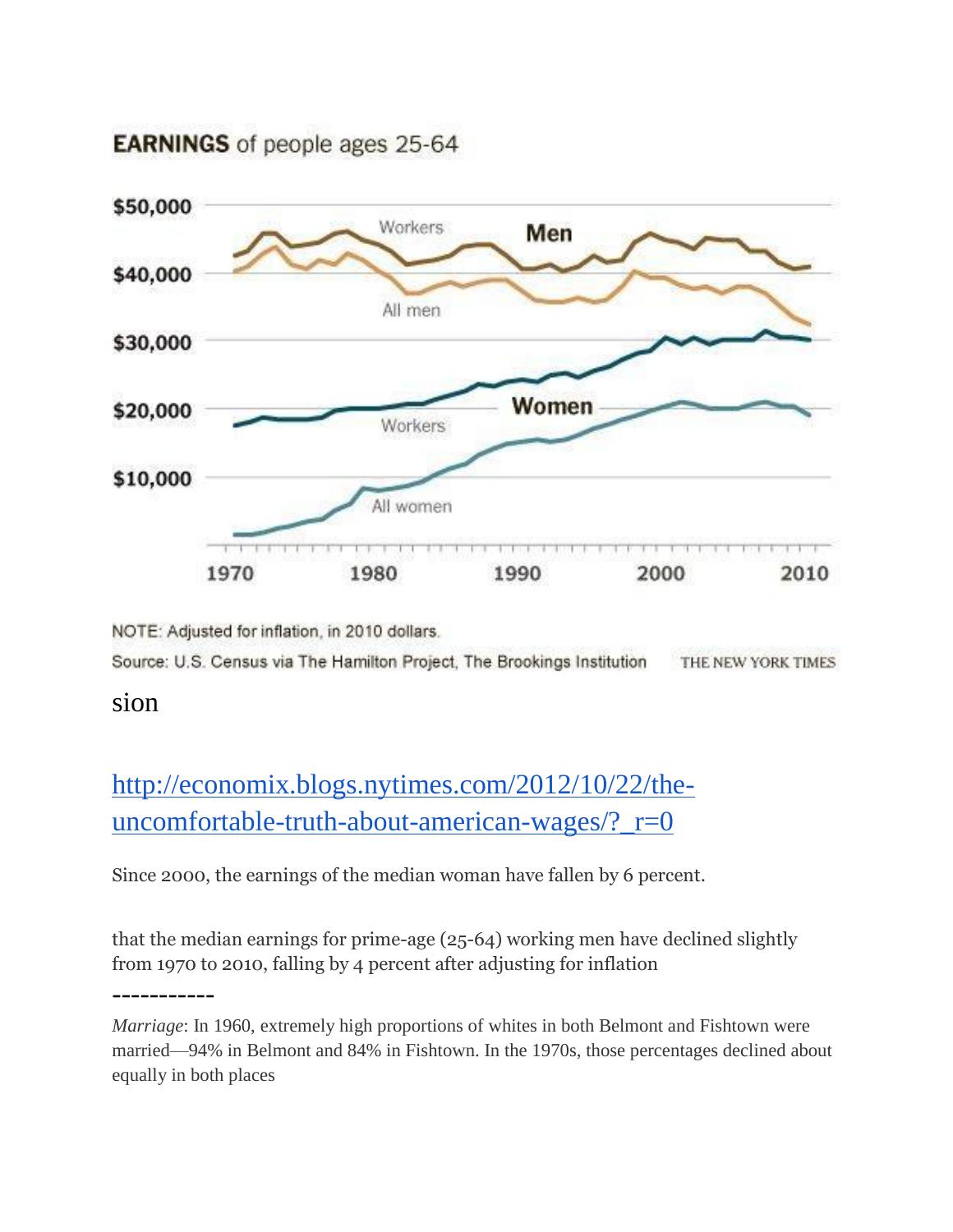**EARNINGS** of people ages 25-64

$50,000
$40,000
$30,000
$20,000
$10,000

Workers
Men
All men
Women
Workers
All women

1970
1980
1990
2000
2010

NOTE: Adjusted for inflation, in 2010 dollars.

Source: U.S. Census via The Hamilton Project, The Brookings Institution

THE NEW YORK TIMES

sion

http://economix.blogs.nytimes.com/2012/10/22/the-uncomfortable-truth-about-american-wages/?_r=0

Since 2000, the earnings of the median woman have fallen by 6 percent.

that the median earnings for prime-age (25-64) working men have declined slightly from 1970 to 2010, falling by 4 percent after adjusting for inflation

-----------

*Marriage*: In 1960, extremely high proportions of whites in both Belmont and Fishtown were married—94% in Belmont and 84% in Fishtown. In the 1970s, those percentages declined about equally in both places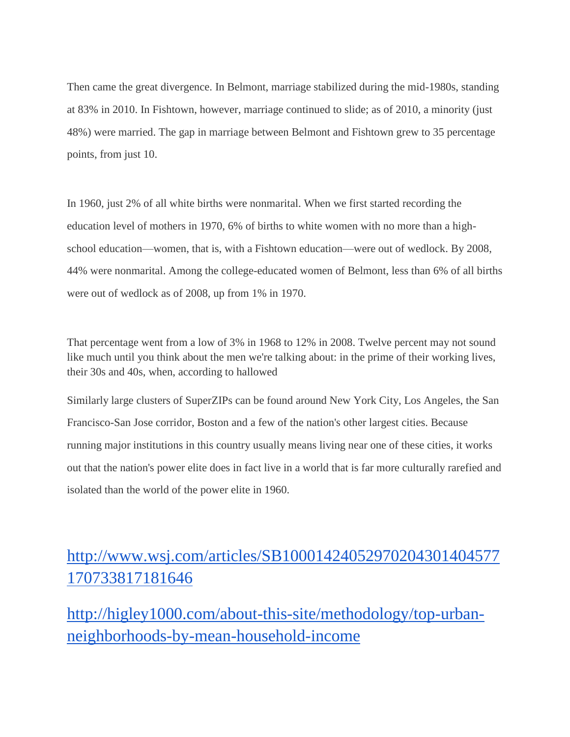Then came the great divergence. In Belmont, marriage stabilized during the mid-1980s, standing at 83% in 2010. In Fishtown, however, marriage continued to slide; as of 2010, a minority (just 48%) were married. The gap in marriage between Belmont and Fishtown grew to 35 percentage points, from just 10.

In 1960, just 2% of all white births were nonmarital. When we first started recording the education level of mothers in 1970, 6% of births to white women with no more than a high-school education—women, that is, with a Fishtown education—were out of wedlock. By 2008, 44% were nonmarital. Among the college-educated women of Belmont, less than 6% of all births were out of wedlock as of 2008, up from 1% in 1970.

That percentage went from a low of 3% in 1968 to 12% in 2008. Twelve percent may not sound like much until you think about the men we're talking about: in the prime of their working lives, their 30s and 40s, when, according to hallowed

Similarly large clusters of SuperZIPs can be found around New York City, Los Angeles, the San Francisco-San Jose corridor, Boston and a few of the nation's other largest cities. Because running major institutions in this country usually means living near one of these cities, it works out that the nation's power elite does in fact live in a world that is far more culturally rarefied and isolated than the world of the power elite in 1960.

[http://www.wsj.com/articles/SB10001424052970204301404577170733817181646](http://www.wsj.com/articles/SB10001424052970204301404577170733817181646)

[http://higley1000.com/about-this-site/methodology/top-urban-neighborhoods-by-mean-household-income](http://higley1000.com/about-this-site/methodology/top-urban-neighborhoods-by-mean-household-income)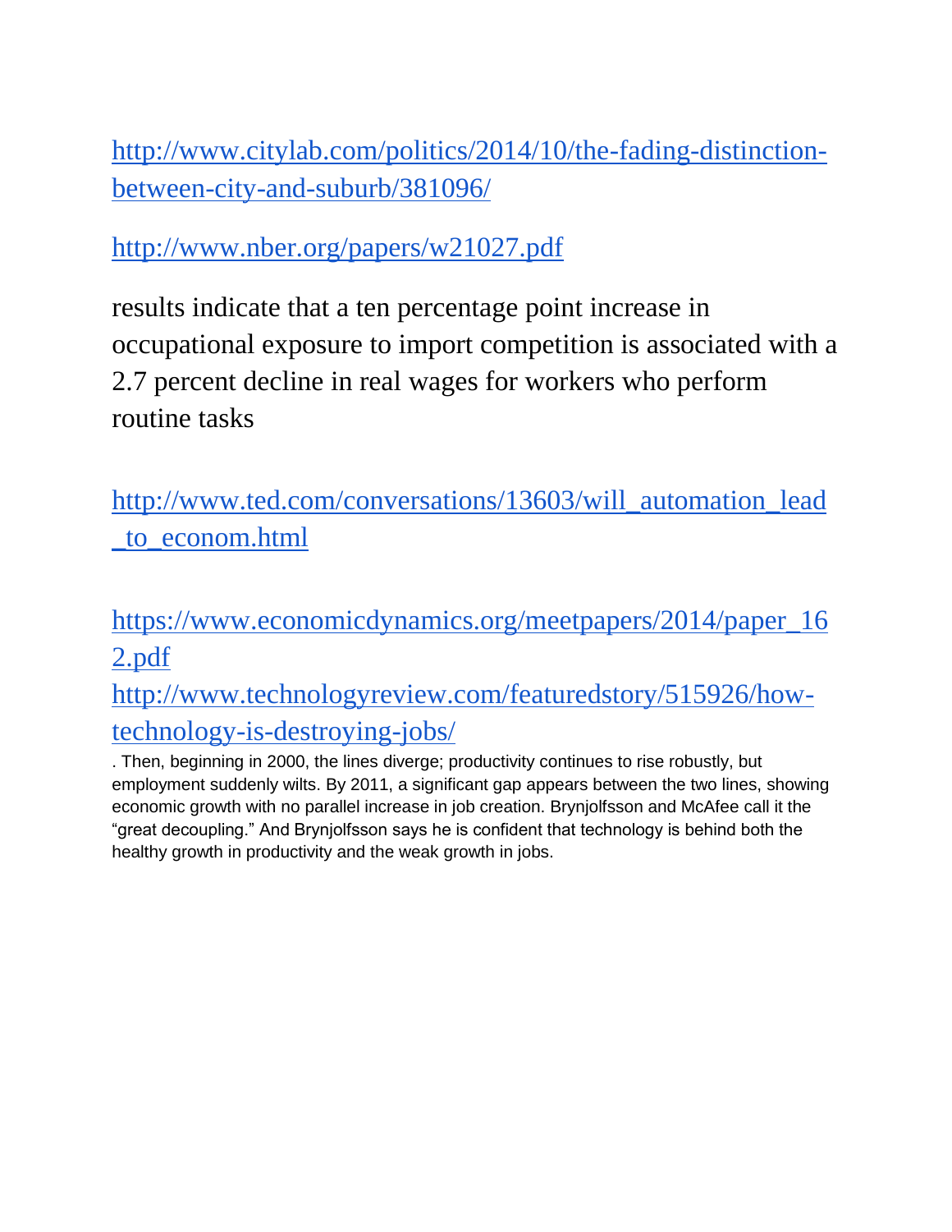http://www.citylab.com/politics/2014/10/the-fading-distinction-between-city-and-suburb/381096/

http://www.nber.org/papers/w21027.pdf

results indicate that a ten percentage point increase in occupational exposure to import competition is associated with a 2.7 percent decline in real wages for workers who perform routine tasks

http://www.ted.com/conversations/13603/will_automation_lead_to_econom.html

https://www.economicdynamics.org/meetpapers/2014/paper_162.pdf

http://www.technologyreview.com/featuredstory/515926/how-technology-is-destroying-jobs/

. Then, beginning in 2000, the lines diverge; productivity continues to rise robustly, but employment suddenly wilts. By 2011, a significant gap appears between the two lines, showing economic growth with no parallel increase in job creation. Brynjolfsson and McAfee call it the "great decoupling." And Brynjolfsson says he is confident that technology is behind both the healthy growth in productivity and the weak growth in jobs.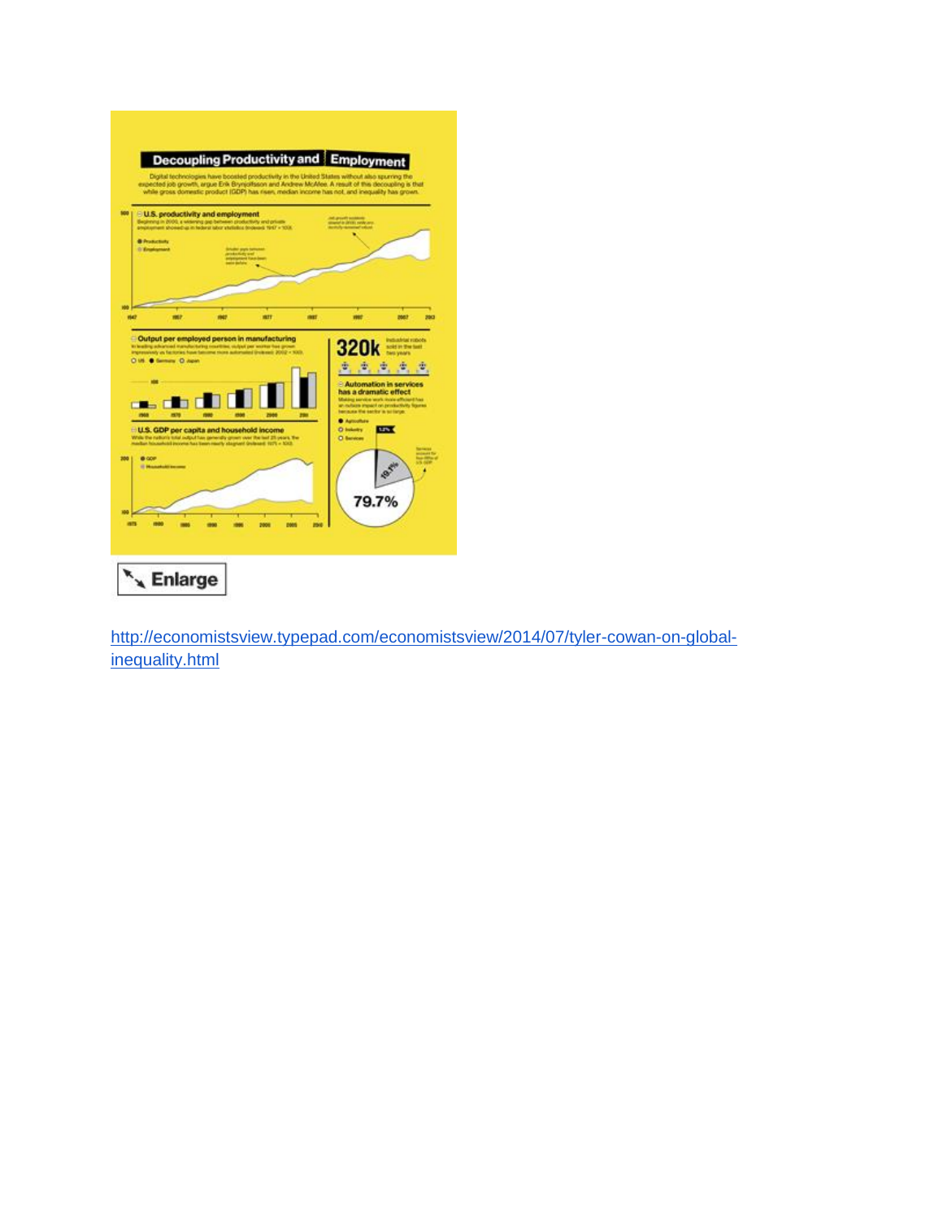Decoupling Productivity and Employment

Digital technologies have boosted productivity in the United States without also spurring the expected job growth, argue Erik Brynjolfsson and Andrew McAfee. A result of this decoupling is that while gross domestic product (GDP) has risen, median income has not, and inequality has grown.

U.S. productivity and employment

Output per employed person in manufacturing

320k

Automation in services has a dramatic effect

U.S. GDP per capita and household income

19.1%

79.7%

1.2%

Enlarge

http://economistsview.typepad.com/economistsview/2014/07/tyler-cowan-on-global-inequality.html